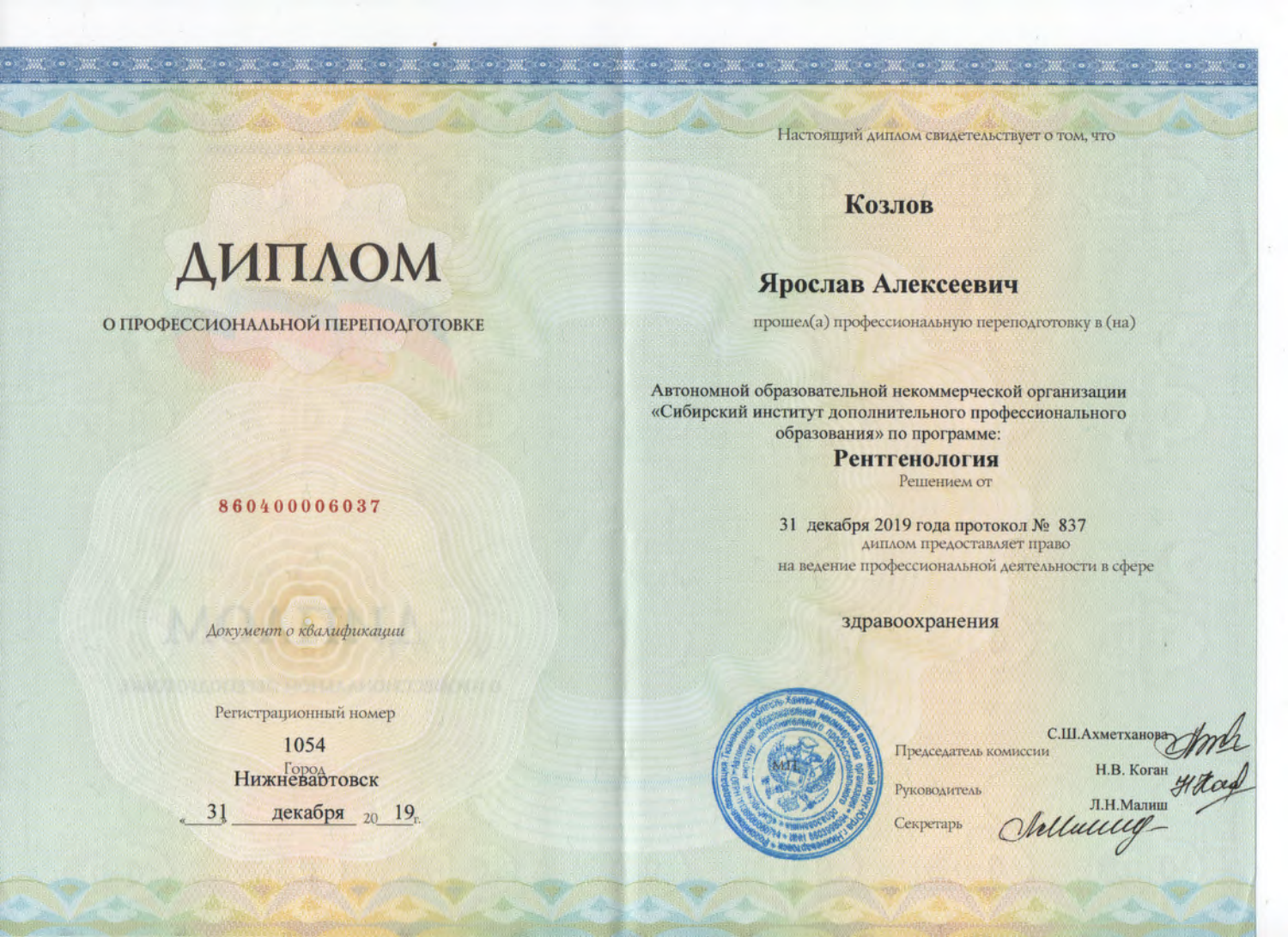# ДИПЛОМ

## О ПРОФЕССИОНАЛЬНОЙ ПЕРЕПОДГОТОВКЕ

860400006037

*Документ о квалификации*

Регистрационный номер

1054

Город

Нижневартовск

« 31 » декабря 20 19 г.

Настоящий диплом свидетельствует о том, что

**Козлов**

**Ярослав Алексеевич**

прошел(а) профессиональную переподготовку в (на)

Автономной образовательной некоммерческой организации «Сибирский институт дополнительного профессионального образования» по программе:

**Рентгенология**

Решением от

31 декабря 2019 года протокол № 837

диплом предоставляет право

на ведение профессиональной деятельности в сфере

здравоохранения

МП

Председатель комиссии С.Ш.Ахметханова

Руководитель Н.В. Коган

Секретарь Л.Н.Малиш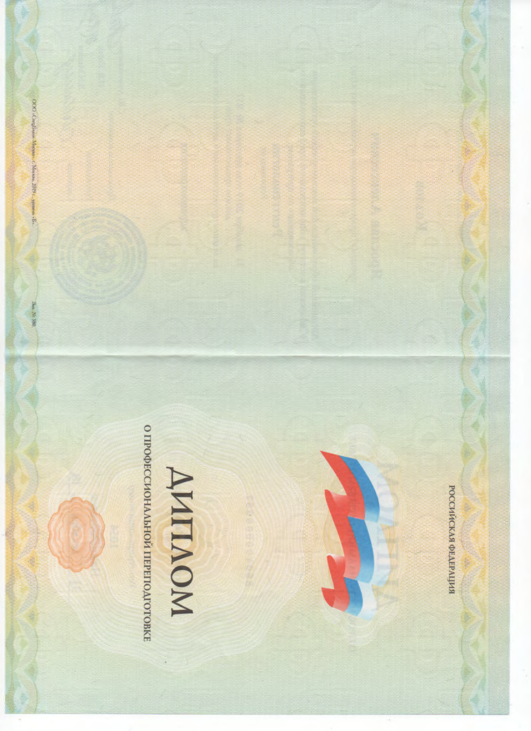РОССИЙСКАЯ ФЕДЕРАЦИЯ

# ДИПЛОМ

## О ПРОФЕССИОНАЛЬНОЙ ПЕРЕПОДГОТОВКЕ

ООО «СпецБланк-Москва», г. Москва, 2019 г., уровень «Б».

Зак. № 380.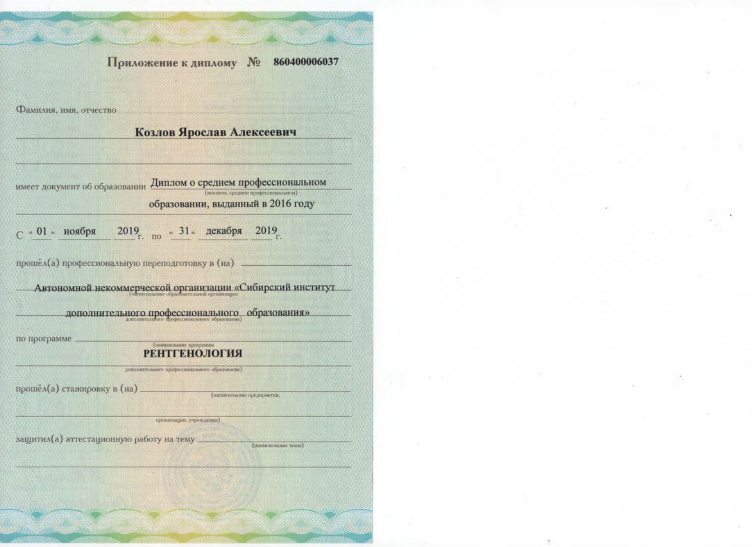**Приложение к диплому № 860400006037**

Фамилия, имя, отчество

**Козлов Ярослав Алексеевич**

имеет документ об образовании Диплом о среднем профессиональном (высшем, среднем профессиональном) образовании, выданный в 2016 году

С « 01 » ноября 2019 г. по « 31 » декабря 2019 г.

прошёл(а) профессиональную переподготовку в (на)

Автономной некоммерческой организации «Сибирский институт (наименование образовательной организации) дополнительного профессионального образования» (дополнительного профессионального образования)

по программе (наименование программы

**РЕНТГЕНОЛОГИЯ**

дополнительного профессионального образования)

прошёл(а) стажировку в (на) (наименование предприятия, организации, учреждения)

защитил(а) аттестационную работу на тему (наименование темы)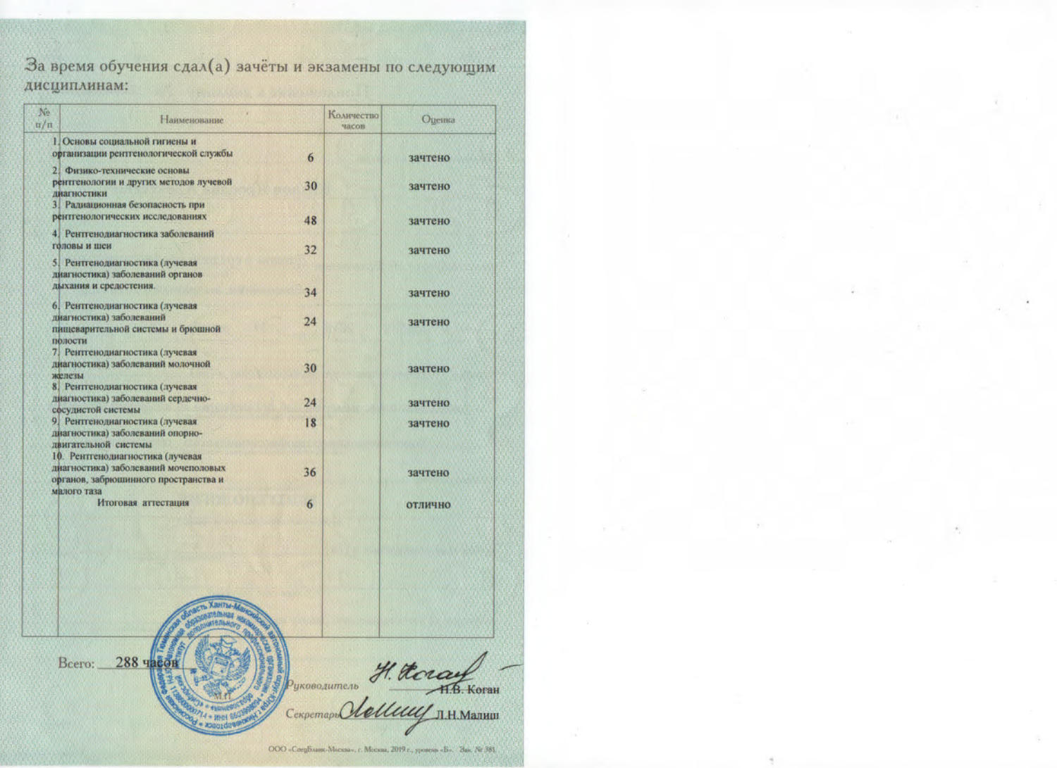За время обучения сдал(а) зачёты и экзамены по следующим дисциплинам:

| № п/п | Наименование | Количество часов | Оценка |
|---|---|---|---|
| 1. | Основы социальной гигиены и организации рентгенологической службы | 6 | зачтено |
| 2. | Физико-технические основы рентгенологии и других методов лучевой диагностики | 30 | зачтено |
| 3. | Радиационная безопасность при рентгенологических исследованиях | 48 | зачтено |
| 4. | Рентгенодиагностика заболеваний головы и шеи | 32 | зачтено |
| 5. | Рентгенодиагностика (лучевая диагностика) заболеваний органов дыхания и средостения. | 34 | зачтено |
| 6. | Рентгенодиагностика (лучевая диагностика) заболеваний пищеварительной системы и брюшной полости | 24 | зачтено |
| 7. | Рентгенодиагностика (лучевая диагностика) заболеваний молочной железы | 30 | зачтено |
| 8. | Рентгенодиагностика (лучевая диагностика) заболеваний сердечно-сосудистой системы | 24 | зачтено |
| 9. | Рентгенодиагностика (лучевая диагностика) заболеваний опорно-двигательной системы | 18 | зачтено |
| 10. | Рентгенодиагностика (лучевая диагностика) заболеваний мочеполовых органов, забрюшинного пространства и малого таза | 36 | зачтено |
| | Итоговая аттестация | 6 | отлично |

Всего: 288 часов

М.П.

Руководитель Н.В. Коган

Секретарь Л.Н.Малиш

ООО «СпецБланк-Москва», г. Москва, 2019 г., уровень «Б». Зак. № 381.